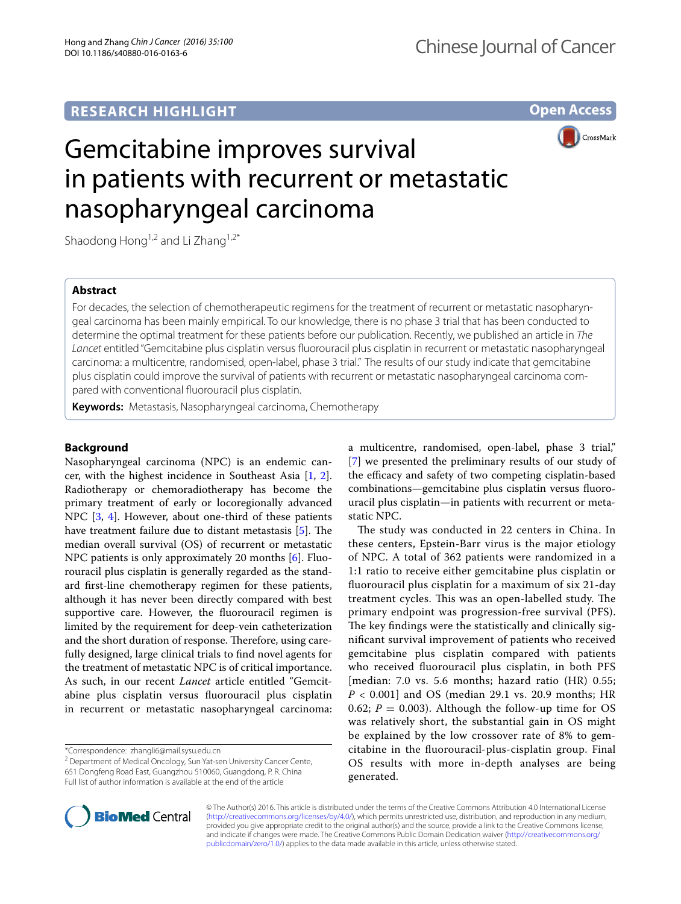RESEARCH HIGHLIGHT

Open Access

# Gemcitabine improves survival in patients with recurrent or metastatic nasopharyngeal carcinoma

Shaodong Hong[1,2] and Li Zhang[1,2*]

## Abstract

For decades, the selection of chemotherapeutic regimens for the treatment of recurrent or metastatic nasopharyngeal carcinoma has been mainly empirical. To our knowledge, there is no phase 3 trial that has been conducted to determine the optimal treatment for these patients before our publication. Recently, we published an article in *The Lancet* entitled "Gemcitabine plus cisplatin versus fluorouracil plus cisplatin in recurrent or metastatic nasopharyngeal carcinoma: a multicentre, randomised, open-label, phase 3 trial." The results of our study indicate that gemcitabine plus cisplatin could improve the survival of patients with recurrent or metastatic nasopharyngeal carcinoma compared with conventional fluorouracil plus cisplatin.

**Keywords:** Metastasis, Nasopharyngeal carcinoma, Chemotherapy

## Background

Nasopharyngeal carcinoma (NPC) is an endemic cancer, with the highest incidence in Southeast Asia [1, 2]. Radiotherapy or chemoradiotherapy has become the primary treatment of early or locoregionally advanced NPC [3, 4]. However, about one-third of these patients have treatment failure due to distant metastasis [5]. The median overall survival (OS) of recurrent or metastatic NPC patients is only approximately 20 months [6]. Fluorouracil plus cisplatin is generally regarded as the standard first-line chemotherapy regimen for these patients, although it has never been directly compared with best supportive care. However, the fluorouracil regimen is limited by the requirement for deep-vein catheterization and the short duration of response. Therefore, using carefully designed, large clinical trials to find novel agents for the treatment of metastatic NPC is of critical importance. As such, in our recent *Lancet* article entitled "Gemcitabine plus cisplatin versus fluorouracil plus cisplatin in recurrent or metastatic nasopharyngeal carcinoma: a multicentre, randomised, open-label, phase 3 trial," [7] we presented the preliminary results of our study of the efficacy and safety of two competing cisplatin-based combinations—gemcitabine plus cisplatin versus fluorouracil plus cisplatin—in patients with recurrent or metastatic NPC.

The study was conducted in 22 centers in China. In these centers, Epstein-Barr virus is the major etiology of NPC. A total of 362 patients were randomized in a 1:1 ratio to receive either gemcitabine plus cisplatin or fluorouracil plus cisplatin for a maximum of six 21-day treatment cycles. This was an open-labelled study. The primary endpoint was progression-free survival (PFS). The key findings were the statistically and clinically significant survival improvement of patients who received gemcitabine plus cisplatin compared with patients who received fluorouracil plus cisplatin, in both PFS [median: 7.0 vs. 5.6 months; hazard ratio (HR) 0.55; $P < 0.001$] and OS (median 29.1 vs. 20.9 months; HR 0.62; $P = 0.003$). Although the follow-up time for OS was relatively short, the substantial gain in OS might be explained by the low crossover rate of 8% to gemcitabine in the fluorouracil-plus-cisplatin group. Final OS results with more in-depth analyses are being generated.

*Correspondence: zhangli6@mail.sysu.edu.cn
[2] Department of Medical Oncology, Sun Yat-sen University Cancer Cente, 651 Dongfeng Road East, Guangzhou 510060, Guangdong, P. R. China
Full list of author information is available at the end of the article

© The Author(s) 2016. This article is distributed under the terms of the Creative Commons Attribution 4.0 International License (http://creativecommons.org/licenses/by/4.0/), which permits unrestricted use, distribution, and reproduction in any medium, provided you give appropriate credit to the original author(s) and the source, provide a link to the Creative Commons license, and indicate if changes were made. The Creative Commons Public Domain Dedication waiver (http://creativecommons.org/publicdomain/zero/1.0/) applies to the data made available in this article, unless otherwise stated.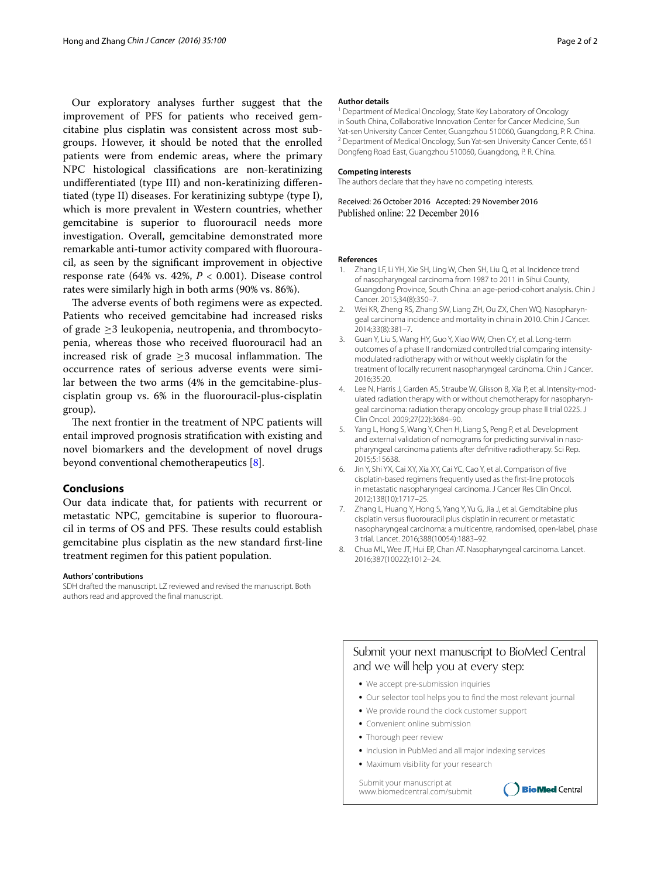Our exploratory analyses further suggest that the improvement of PFS for patients who received gemcitabine plus cisplatin was consistent across most subgroups. However, it should be noted that the enrolled patients were from endemic areas, where the primary NPC histological classifications are non-keratinizing undifferentiated (type III) and non-keratinizing differentiated (type II) diseases. For keratinizing subtype (type I), which is more prevalent in Western countries, whether gemcitabine is superior to fluorouracil needs more investigation. Overall, gemcitabine demonstrated more remarkable anti-tumor activity compared with fluorouracil, as seen by the significant improvement in objective response rate (64% vs. 42%, $P < 0.001$). Disease control rates were similarly high in both arms (90% vs. 86%).

The adverse events of both regimens were as expected. Patients who received gemcitabine had increased risks of grade $\geq$3 leukopenia, neutropenia, and thrombocytopenia, whereas those who received fluorouracil had an increased risk of grade $\geq$3 mucosal inflammation. The occurrence rates of serious adverse events were similar between the two arms (4% in the gemcitabine-plus-cisplatin group vs. 6% in the fluorouracil-plus-cisplatin group).

The next frontier in the treatment of NPC patients will entail improved prognosis stratification with existing and novel biomarkers and the development of novel drugs beyond conventional chemotherapeutics [8].

## Conclusions

Our data indicate that, for patients with recurrent or metastatic NPC, gemcitabine is superior to fluorouracil in terms of OS and PFS. These results could establish gemcitabine plus cisplatin as the new standard first-line treatment regimen for this patient population.

#### Authors' contributions

SDH drafted the manuscript. LZ reviewed and revised the manuscript. Both authors read and approved the final manuscript.

#### Author details

[1] Department of Medical Oncology, State Key Laboratory of Oncology in South China, Collaborative Innovation Center for Cancer Medicine, Sun Yat-sen University Cancer Center, Guangzhou 510060, Guangdong, P. R. China. [2] Department of Medical Oncology, Sun Yat-sen University Cancer Cente, 651 Dongfeng Road East, Guangzhou 510060, Guangdong, P. R. China.

#### Competing interests

The authors declare that they have no competing interests.

Received: 26 October 2016 Accepted: 29 November 2016
Published online: 22 December 2016

#### References

1. Zhang LF, Li YH, Xie SH, Ling W, Chen SH, Liu Q, et al. Incidence trend of nasopharyngeal carcinoma from 1987 to 2011 in Sihui County, Guangdong Province, South China: an age-period-cohort analysis. Chin J Cancer. 2015;34(8):350–7.
2. Wei KR, Zheng RS, Zhang SW, Liang ZH, Ou ZX, Chen WQ. Nasopharyngeal carcinoma incidence and mortality in china in 2010. Chin J Cancer. 2014;33(8):381–7.
3. Guan Y, Liu S, Wang HY, Guo Y, Xiao WW, Chen CY, et al. Long-term outcomes of a phase II randomized controlled trial comparing intensity-modulated radiotherapy with or without weekly cisplatin for the treatment of locally recurrent nasopharyngeal carcinoma. Chin J Cancer. 2016;35:20.
4. Lee N, Harris J, Garden AS, Straube W, Glisson B, Xia P, et al. Intensity-modulated radiation therapy with or without chemotherapy for nasopharyngeal carcinoma: radiation therapy oncology group phase II trial 0225. J Clin Oncol. 2009;27(22):3684–90.
5. Yang L, Hong S, Wang Y, Chen H, Liang S, Peng P, et al. Development and external validation of nomograms for predicting survival in nasopharyngeal carcinoma patients after definitive radiotherapy. Sci Rep. 2015;5:15638.
6. Jin Y, Shi YX, Cai XY, Xia XY, Cai YC, Cao Y, et al. Comparison of five cisplatin-based regimens frequently used as the first-line protocols in metastatic nasopharyngeal carcinoma. J Cancer Res Clin Oncol. 2012;138(10):1717–25.
7. Zhang L, Huang Y, Hong S, Yang Y, Yu G, Jia J, et al. Gemcitabine plus cisplatin versus fluorouracil plus cisplatin in recurrent or metastatic nasopharyngeal carcinoma: a multicentre, randomised, open-label, phase 3 trial. Lancet. 2016;388(10054):1883–92.
8. Chua ML, Wee JT, Hui EP, Chan AT. Nasopharyngeal carcinoma. Lancet. 2016;387(10022):1012–24.

Submit your next manuscript to BioMed Central and we will help you at every step:

- We accept pre-submission inquiries
- Our selector tool helps you to find the most relevant journal
- We provide round the clock customer support
- Convenient online submission
- Thorough peer review
- Inclusion in PubMed and all major indexing services
- Maximum visibility for your research

Submit your manuscript at www.biomedcentral.com/submit

BioMed Central